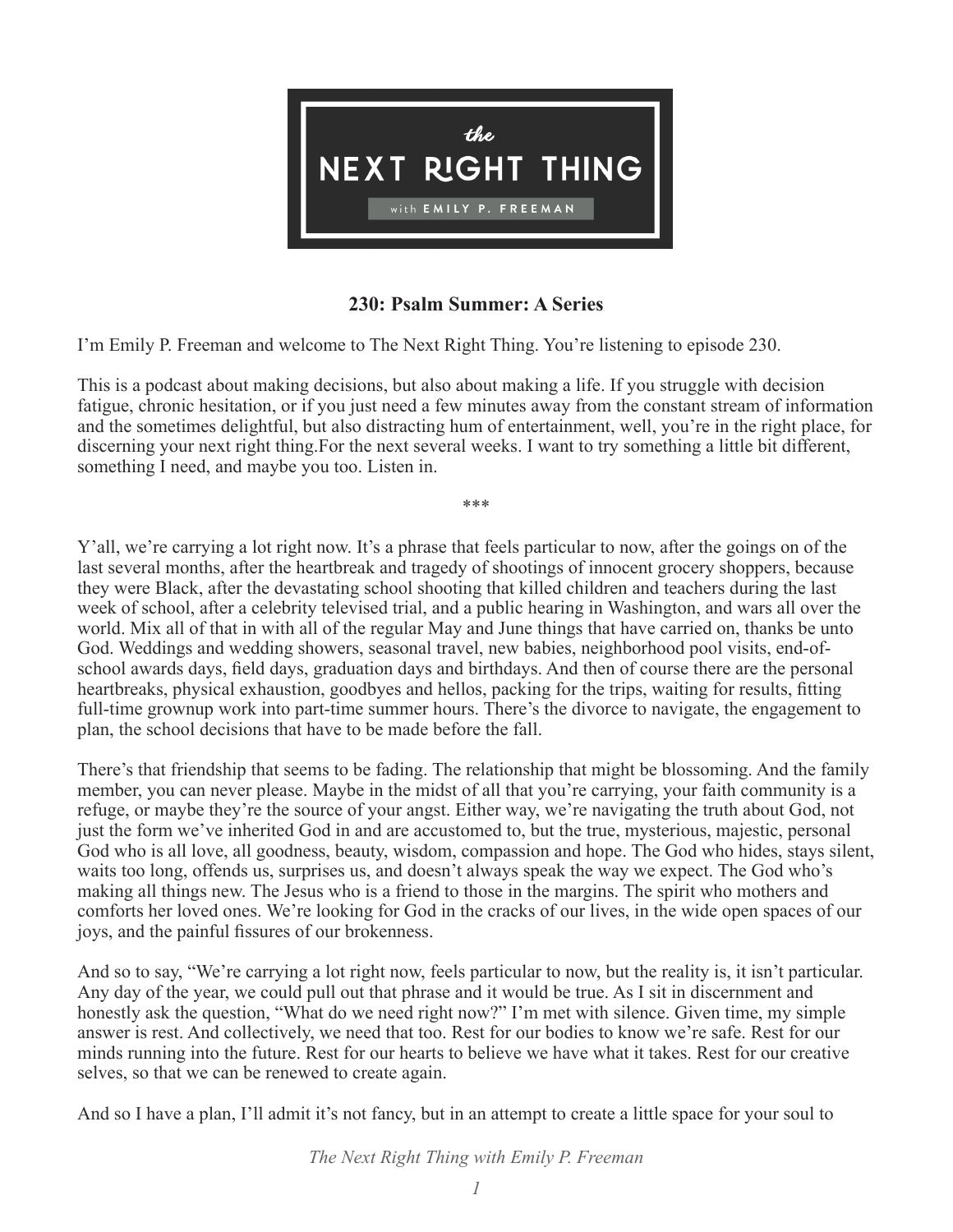# 230: Psalm Summer: A Series

I'm Emily P. Freeman and welcome to The Next Right Thing. You're listening to episode 230.

This is a podcast about making decisions, but also about making a life. If you struggle with decision fatigue, chronic hesitation, or if you just need a few minutes away from the constant stream of information and the sometimes delightful, but also distracting hum of entertainment, well, you're in the right place, for discerning your next right thing.For the next several weeks. I want to try something a little bit different, something I need, and maybe you too. Listen in.

***

Y'all, we're carrying a lot right now. It's a phrase that feels particular to now, after the goings on of the last several months, after the heartbreak and tragedy of shootings of innocent grocery shoppers, because they were Black, after the devastating school shooting that killed children and teachers during the last week of school, after a celebrity televised trial, and a public hearing in Washington, and wars all over the world. Mix all of that in with all of the regular May and June things that have carried on, thanks be unto God. Weddings and wedding showers, seasonal travel, new babies, neighborhood pool visits, end-of-school awards days, field days, graduation days and birthdays. And then of course there are the personal heartbreaks, physical exhaustion, goodbyes and hellos, packing for the trips, waiting for results, fitting full-time grownup work into part-time summer hours. There's the divorce to navigate, the engagement to plan, the school decisions that have to be made before the fall.

There's that friendship that seems to be fading. The relationship that might be blossoming. And the family member, you can never please. Maybe in the midst of all that you're carrying, your faith community is a refuge, or maybe they're the source of your angst. Either way, we're navigating the truth about God, not just the form we've inherited God in and are accustomed to, but the true, mysterious, majestic, personal God who is all love, all goodness, beauty, wisdom, compassion and hope. The God who hides, stays silent, waits too long, offends us, surprises us, and doesn't always speak the way we expect. The God who's making all things new. The Jesus who is a friend to those in the margins. The spirit who mothers and comforts her loved ones. We're looking for God in the cracks of our lives, in the wide open spaces of our joys, and the painful fissures of our brokenness.

And so to say, "We're carrying a lot right now, feels particular to now, but the reality is, it isn't particular. Any day of the year, we could pull out that phrase and it would be true. As I sit in discernment and honestly ask the question, "What do we need right now?" I'm met with silence. Given time, my simple answer is rest. And collectively, we need that too. Rest for our bodies to know we're safe. Rest for our minds running into the future. Rest for our hearts to believe we have what it takes. Rest for our creative selves, so that we can be renewed to create again.

And so I have a plan, I'll admit it's not fancy, but in an attempt to create a little space for your soul to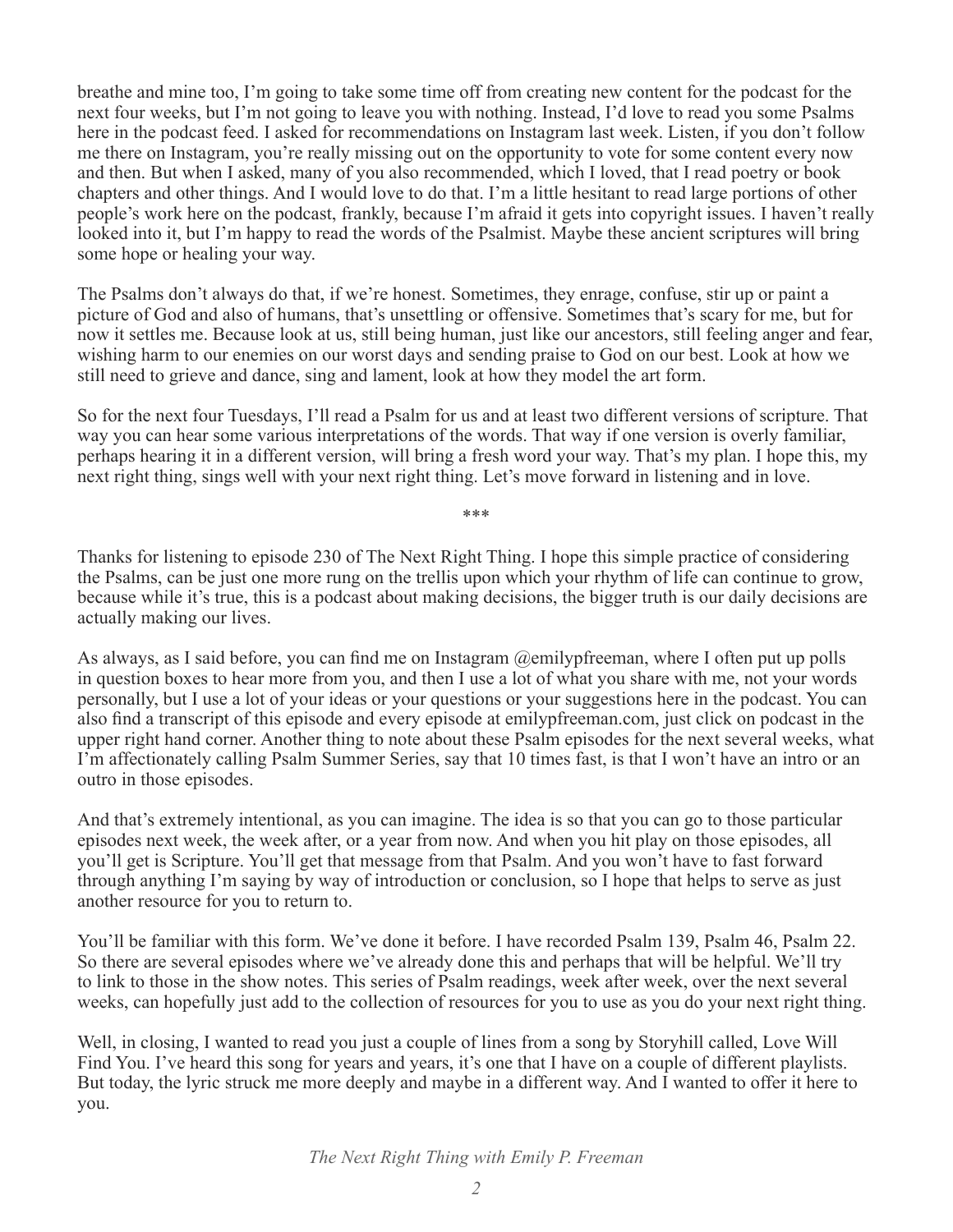breathe and mine too, I'm going to take some time off from creating new content for the podcast for the next four weeks, but I'm not going to leave you with nothing. Instead, I'd love to read you some Psalms here in the podcast feed. I asked for recommendations on Instagram last week. Listen, if you don't follow me there on Instagram, you're really missing out on the opportunity to vote for some content every now and then. But when I asked, many of you also recommended, which I loved, that I read poetry or book chapters and other things. And I would love to do that. I'm a little hesitant to read large portions of other people's work here on the podcast, frankly, because I'm afraid it gets into copyright issues. I haven't really looked into it, but I'm happy to read the words of the Psalmist. Maybe these ancient scriptures will bring some hope or healing your way.

The Psalms don't always do that, if we're honest. Sometimes, they enrage, confuse, stir up or paint a picture of God and also of humans, that's unsettling or offensive. Sometimes that's scary for me, but for now it settles me. Because look at us, still being human, just like our ancestors, still feeling anger and fear, wishing harm to our enemies on our worst days and sending praise to God on our best. Look at how we still need to grieve and dance, sing and lament, look at how they model the art form.

So for the next four Tuesdays, I'll read a Psalm for us and at least two different versions of scripture. That way you can hear some various interpretations of the words. That way if one version is overly familiar, perhaps hearing it in a different version, will bring a fresh word your way. That's my plan. I hope this, my next right thing, sings well with your next right thing. Let's move forward in listening and in love.

\*\*\*

Thanks for listening to episode 230 of The Next Right Thing. I hope this simple practice of considering the Psalms, can be just one more rung on the trellis upon which your rhythm of life can continue to grow, because while it's true, this is a podcast about making decisions, the bigger truth is our daily decisions are actually making our lives.

As always, as I said before, you can find me on Instagram @emilypfreeman, where I often put up polls in question boxes to hear more from you, and then I use a lot of what you share with me, not your words personally, but I use a lot of your ideas or your questions or your suggestions here in the podcast. You can also find a transcript of this episode and every episode at emilypfreeman.com, just click on podcast in the upper right hand corner. Another thing to note about these Psalm episodes for the next several weeks, what I'm affectionately calling Psalm Summer Series, say that 10 times fast, is that I won't have an intro or an outro in those episodes.

And that's extremely intentional, as you can imagine. The idea is so that you can go to those particular episodes next week, the week after, or a year from now. And when you hit play on those episodes, all you'll get is Scripture. You'll get that message from that Psalm. And you won't have to fast forward through anything I'm saying by way of introduction or conclusion, so I hope that helps to serve as just another resource for you to return to.

You'll be familiar with this form. We've done it before. I have recorded Psalm 139, Psalm 46, Psalm 22. So there are several episodes where we've already done this and perhaps that will be helpful. We'll try to link to those in the show notes. This series of Psalm readings, week after week, over the next several weeks, can hopefully just add to the collection of resources for you to use as you do your next right thing.

Well, in closing, I wanted to read you just a couple of lines from a song by Storyhill called, Love Will Find You. I've heard this song for years and years, it's one that I have on a couple of different playlists. But today, the lyric struck me more deeply and maybe in a different way. And I wanted to offer it here to you.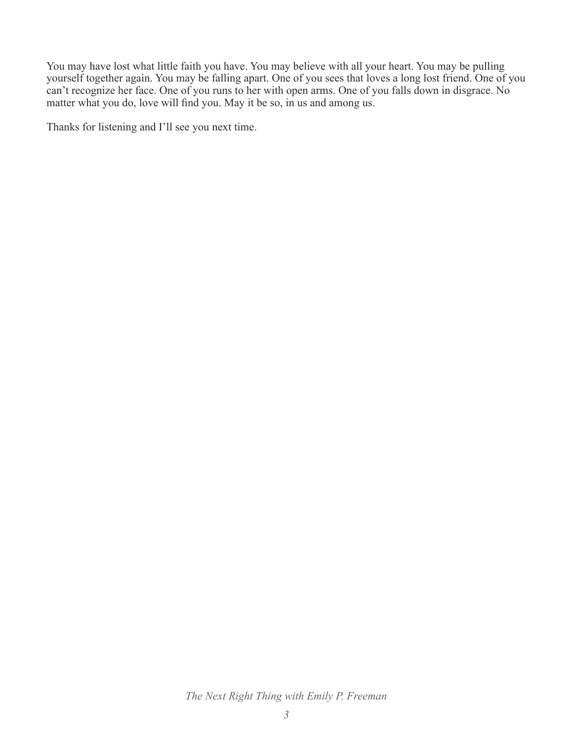You may have lost what little faith you have. You may believe with all your heart. You may be pulling yourself together again. You may be falling apart. One of you sees that loves a long lost friend. One of you can't recognize her face. One of you runs to her with open arms. One of you falls down in disgrace. No matter what you do, love will find you. May it be so, in us and among us.

Thanks for listening and I'll see you next time.